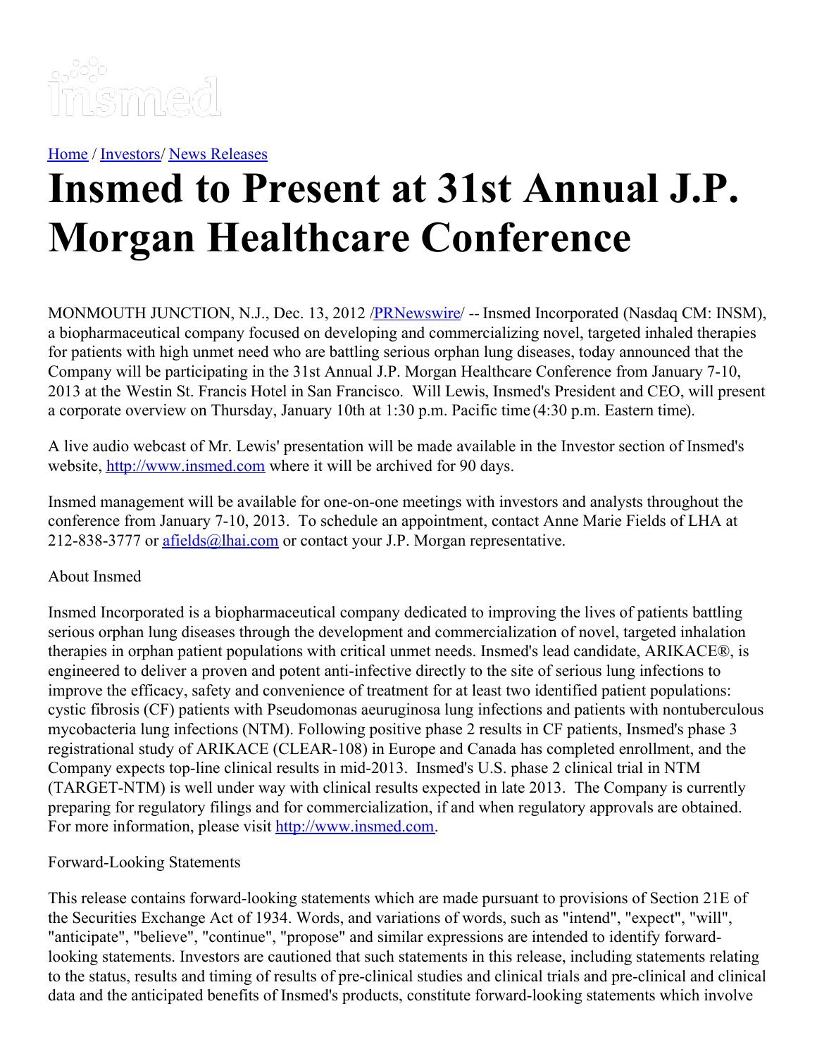insmed

[Home](#) / [Investors](#)/ [News Releases](#)

# Insmed to Present at 31st Annual J.P. Morgan Healthcare Conference

MONMOUTH JUNCTION, N.J., Dec. 13, 2012 /[PRNewswire](#)/ -- Insmed Incorporated (Nasdaq CM: INSM), a biopharmaceutical company focused on developing and commercializing novel, targeted inhaled therapies for patients with high unmet need who are battling serious orphan lung diseases, today announced that the Company will be participating in the 31st Annual J.P. Morgan Healthcare Conference from January 7-10, 2013 at the Westin St. Francis Hotel in San Francisco. Will Lewis, Insmed's President and CEO, will present a corporate overview on Thursday, January 10th at 1:30 p.m. Pacific time (4:30 p.m. Eastern time).

A live audio webcast of Mr. Lewis' presentation will be made available in the Investor section of Insmed's website, [http://www.insmed.com](http://www.insmed.com) where it will be archived for 90 days.

Insmed management will be available for one-on-one meetings with investors and analysts throughout the conference from January 7-10, 2013. To schedule an appointment, contact Anne Marie Fields of LHA at 212-838-3777 or [afields@lhai.com](mailto:afields@lhai.com) or contact your J.P. Morgan representative.

About Insmed

Insmed Incorporated is a biopharmaceutical company dedicated to improving the lives of patients battling serious orphan lung diseases through the development and commercialization of novel, targeted inhalation therapies in orphan patient populations with critical unmet needs. Insmed's lead candidate, ARIKACE®, is engineered to deliver a proven and potent anti-infective directly to the site of serious lung infections to improve the efficacy, safety and convenience of treatment for at least two identified patient populations: cystic fibrosis (CF) patients with Pseudomonas aeuruginosa lung infections and patients with nontuberculous mycobacteria lung infections (NTM). Following positive phase 2 results in CF patients, Insmed's phase 3 registrational study of ARIKACE (CLEAR-108) in Europe and Canada has completed enrollment, and the Company expects top-line clinical results in mid-2013. Insmed's U.S. phase 2 clinical trial in NTM (TARGET-NTM) is well under way with clinical results expected in late 2013. The Company is currently preparing for regulatory filings and for commercialization, if and when regulatory approvals are obtained. For more information, please visit [http://www.insmed.com](http://www.insmed.com).

Forward-Looking Statements

This release contains forward-looking statements which are made pursuant to provisions of Section 21E of the Securities Exchange Act of 1934. Words, and variations of words, such as "intend", "expect", "will", "anticipate", "believe", "continue", "propose" and similar expressions are intended to identify forward-looking statements. Investors are cautioned that such statements in this release, including statements relating to the status, results and timing of results of pre-clinical studies and clinical trials and pre-clinical and clinical data and the anticipated benefits of Insmed's products, constitute forward-looking statements which involve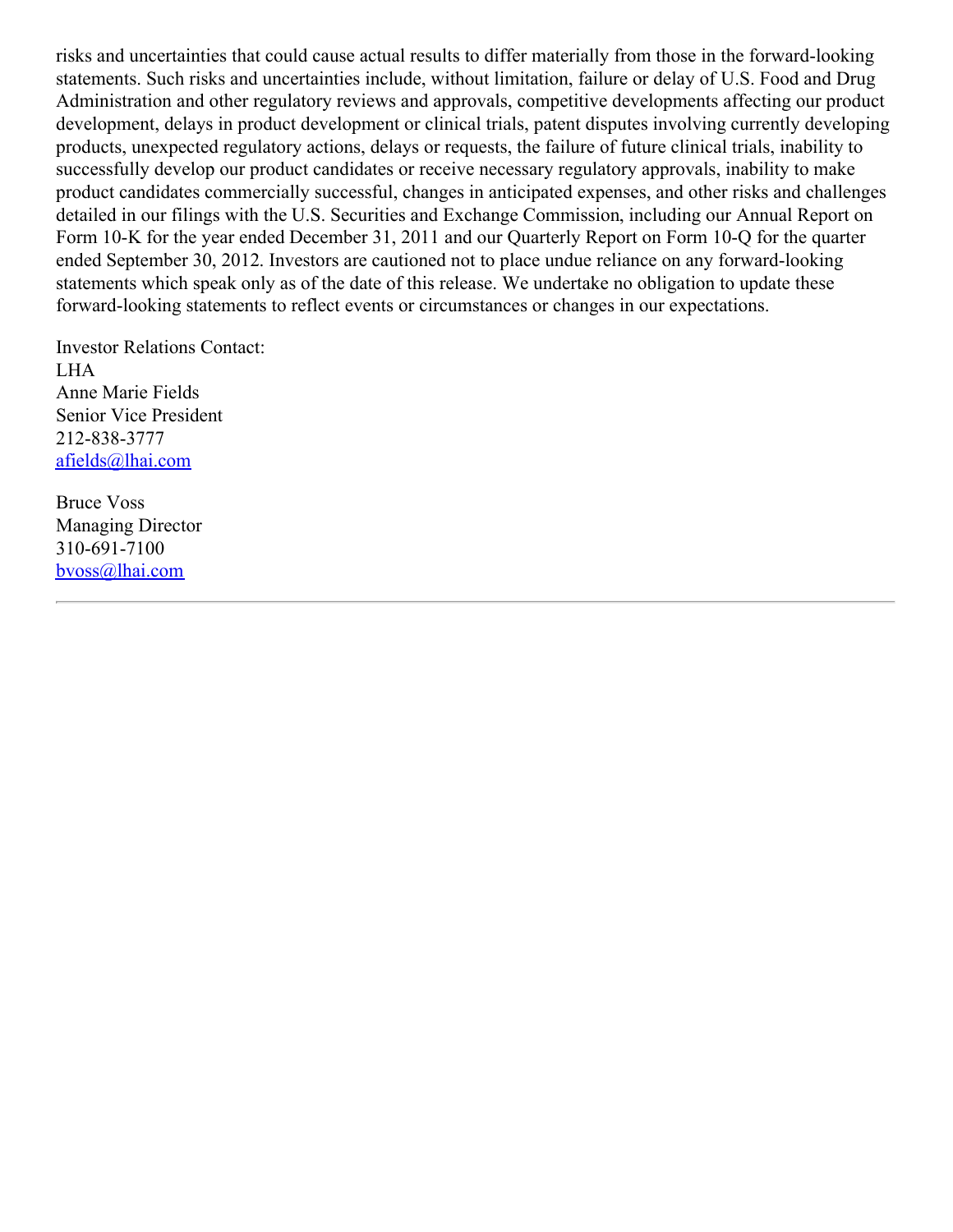risks and uncertainties that could cause actual results to differ materially from those in the forward-looking statements. Such risks and uncertainties include, without limitation, failure or delay of U.S. Food and Drug Administration and other regulatory reviews and approvals, competitive developments affecting our product development, delays in product development or clinical trials, patent disputes involving currently developing products, unexpected regulatory actions, delays or requests, the failure of future clinical trials, inability to successfully develop our product candidates or receive necessary regulatory approvals, inability to make product candidates commercially successful, changes in anticipated expenses, and other risks and challenges detailed in our filings with the U.S. Securities and Exchange Commission, including our Annual Report on Form 10-K for the year ended December 31, 2011 and our Quarterly Report on Form 10-Q for the quarter ended September 30, 2012. Investors are cautioned not to place undue reliance on any forward-looking statements which speak only as of the date of this release. We undertake no obligation to update these forward-looking statements to reflect events or circumstances or changes in our expectations.

Investor Relations Contact:
LHA
Anne Marie Fields
Senior Vice President
212-838-3777
afields@lhai.com

Bruce Voss
Managing Director
310-691-7100
bvoss@lhai.com